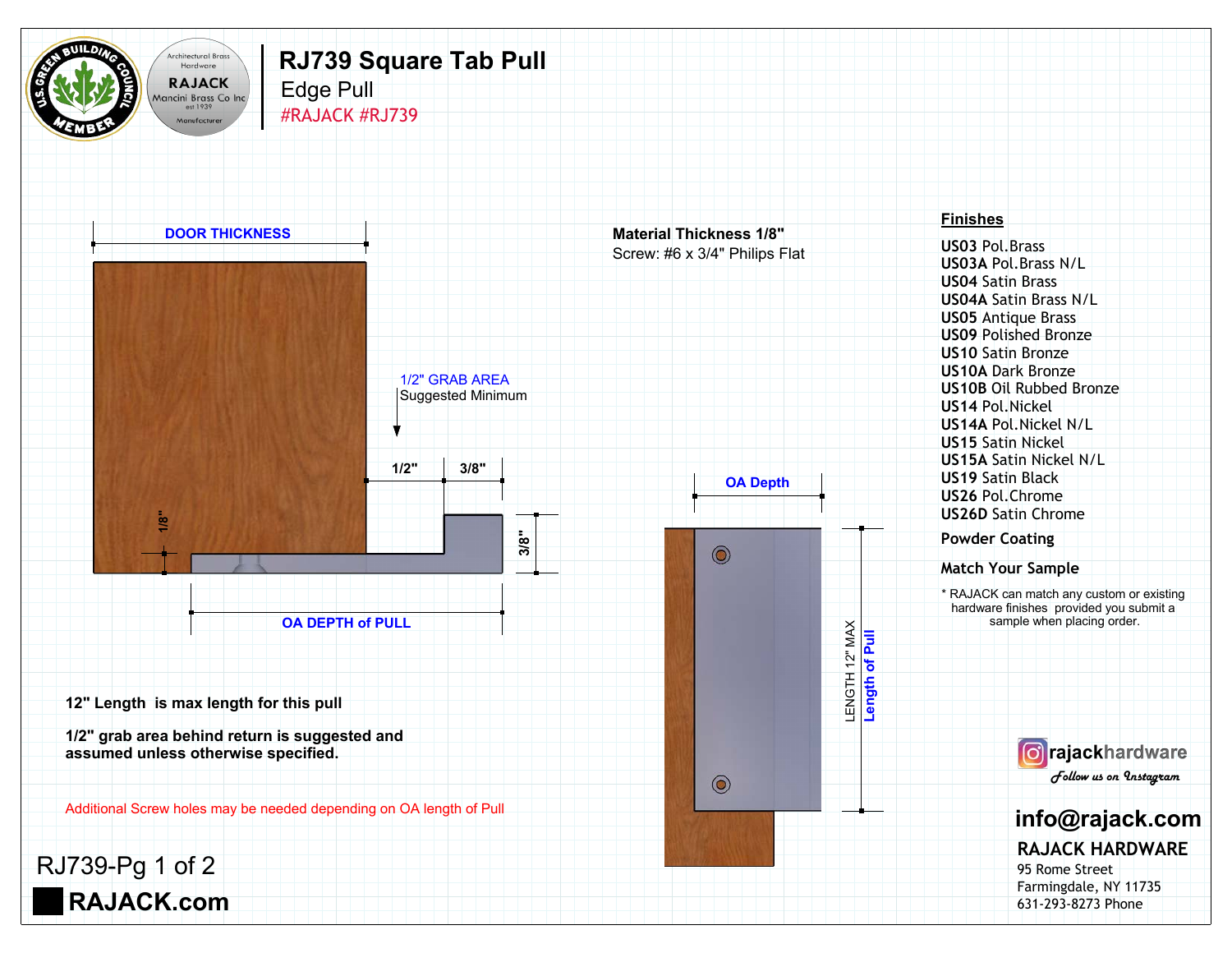# RJ739 Square Tab Pull

Edge Pull

#RAJACK #RJ739

DOOR THICKNESS

1/2" GRAB AREA
Suggested Minimum

1/2" 3/8"

1/8" 3/8"

OA DEPTH of PULL

**Material Thickness 1/8"**
Screw: #6 x 3/4" Philips Flat

OA Depth

LENGTH 12" MAX
Length of Pull

**12" Length is max length for this pull**

**1/2" grab area behind return is suggested and assumed unless otherwise specified.**

Additional Screw holes may be needed depending on OA length of Pull

## Finishes

- **US03** Pol.Brass
- **US03A** Pol.Brass N/L
- **US04** Satin Brass
- **US04A** Satin Brass N/L
- **US05** Antique Brass
- **US09** Polished Bronze
- **US10** Satin Bronze
- **US10A** Dark Bronze
- **US10B** Oil Rubbed Bronze
- **US14** Pol.Nickel
- **US14A** Pol.Nickel N/L
- **US15** Satin Nickel
- **US15A** Satin Nickel N/L
- **US19** Satin Black
- **US26** Pol.Chrome
- **US26D** Satin Chrome

**Powder Coating**

**Match Your Sample**

* RAJACK can match any custom or existing hardware finishes provided you submit a sample when placing order.

rajackhardware
Follow us on Instagram

**info@rajack.com**

**RAJACK HARDWARE**
95 Rome Street
Farmingdale, NY 11735
631-293-8273 Phone

RJ739-Pg 1 of 2

**RAJACK.com**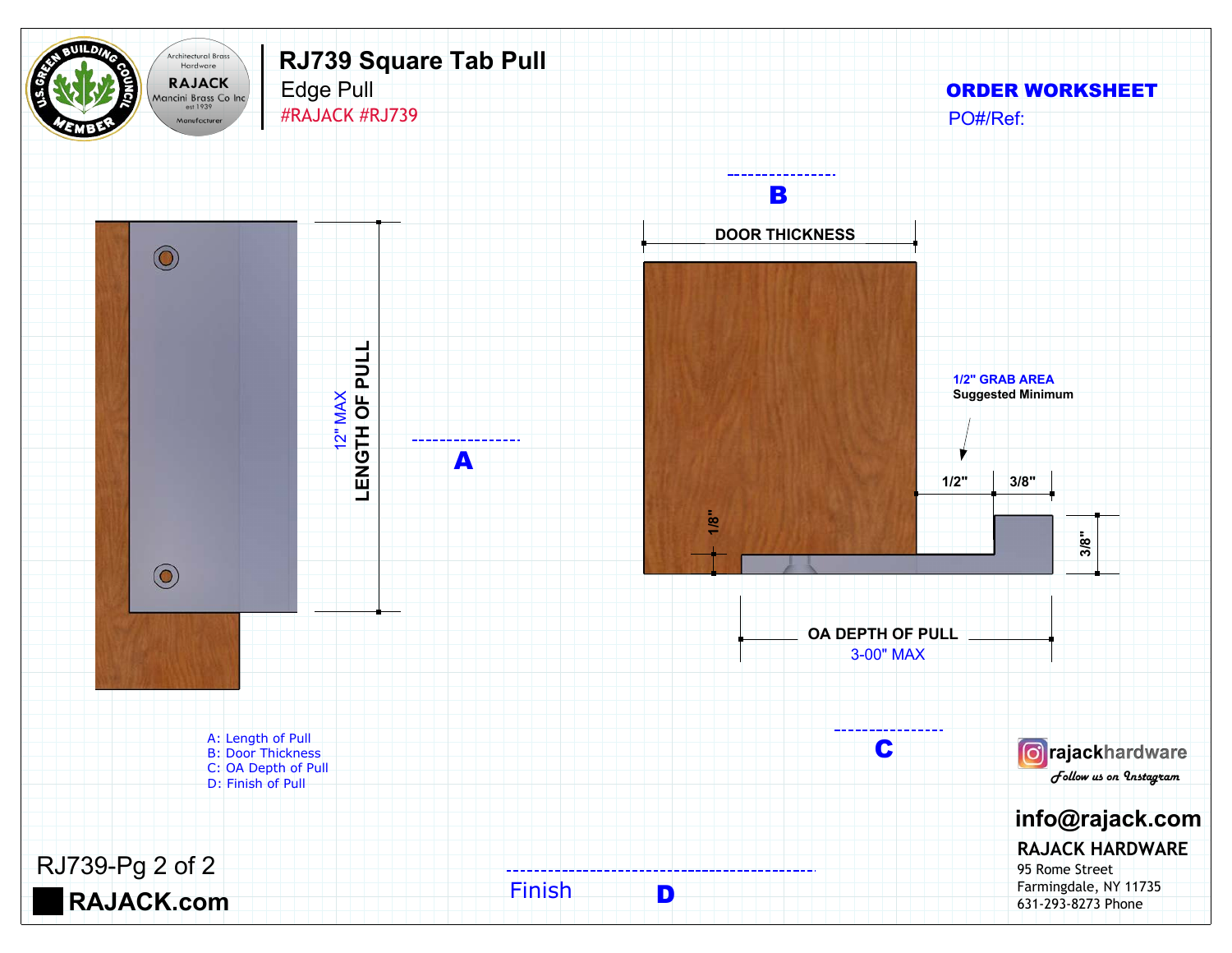# RJ739 Square Tab Pull

Edge Pull

#RAJACK #RJ739

**ORDER WORKSHEET**

PO#/Ref:

**B**

DOOR THICKNESS

1/2" GRAB AREA
Suggested Minimum

1/2"

3/8"

1/8"

3/8"

OA DEPTH OF PULL
3-00" MAX

**C**

12" MAX
LENGTH OF PULL

**A**

A: Length of Pull
B: Door Thickness
C: OA Depth of Pull
D: Finish of Pull

Finish **D**

rajackhardware
Follow us on Instagram

info@rajack.com

RAJACK HARDWARE
95 Rome Street
Farmingdale, NY 11735
631-293-8273 Phone

RJ739-Pg 2 of 2

RAJACK.com